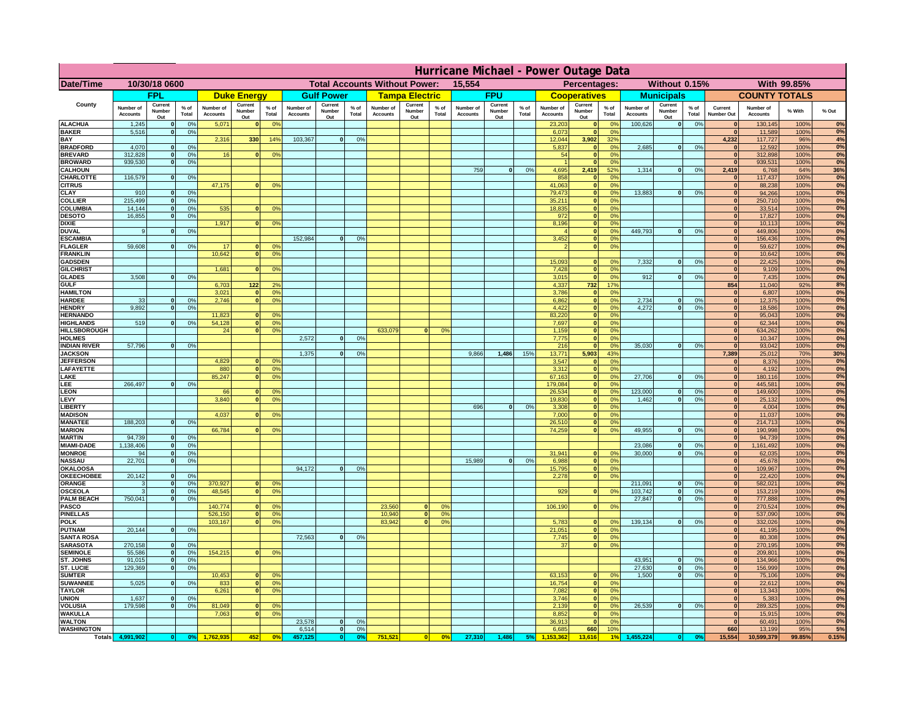# Hurricane Michael - Power Outage Data

| Date/Time | 10/30/18 0600 | | | | | | Total Accounts Without Power: | | | | 15,554 | | | | | Percentages: | | | Without 0.15% | | | With 99.85% | | | |
|---|---|---|---|---|---|---|---|---|---|---|---|---|---|---|---|---|---|---|---|---|---|---|---|---|---|
| | FPL | | | Duke Energy | | | Gulf Power | | | Tampa Electric | | | FPU | | | Cooperatives | | | Municipals | | | COUNTY TOTALS | | | |
| County | Number of Accounts | Current Number Out | % of Total | Number of Accounts | Current Number Out | % of Total | Number of Accounts | Current Number Out | % of Total | Number of Accounts | Current Number Out | % of Total | Number of Accounts | Current Number Out | % of Total | Number of Accounts | Current Number Out | % of Total | Number of Accounts | Current Number Out | % of Total | Current Number Out | Number of Accounts | % With | % Out |
| ALACHUA | 1,245 | 0 | 0% | 5,071 | 0 | 0% | | | | | | | | | | 23,203 | 0 | 0% | 100,626 | 0 | 0% | 0 | 130,145 | 100% | 0% |
| BAKER | 5,516 | 0 | 0% | | | | | | | | | | | | | 6,073 | 0 | 0% | | | | 0 | 11,589 | 100% | 0% |
| BAY | | | | 2,316 | 330 | 14% | 103,367 | 0 | 0% | | | | | | | 12,044 | 3,902 | 32% | | | | 4,232 | 117,727 | 96% | 4% |
| BRADFORD | 4,070 | 0 | 0% | | | | | | | | | | | | | 5,837 | 0 | 0% | 2,685 | 0 | 0% | 0 | 12,592 | 100% | 0% |
| BREVARD | 312,828 | 0 | 0% | 16 | 0 | 0% | | | | | | | | | | 54 | 0 | 0% | | | | 0 | 312,898 | 100% | 0% |
| BROWARD | 939,530 | 0 | 0% | | | | | | | | | | | | | 1 | 0 | 0% | | | | 0 | 939,531 | 100% | 0% |
| CALHOUN | | | | | | | | | | | | | 759 | 0 | 0% | 4,695 | 2,419 | 52% | 1,314 | 0 | 0% | 2,419 | 6,768 | 64% | 36% |
| CHARLOTTE | 116,579 | 0 | 0% | | | | | | | | | | | | | 858 | 0 | 0% | | | | 0 | 117,437 | 100% | 0% |
| CITRUS | | | | 47,175 | 0 | 0% | | | | | | | | | | 41,063 | 0 | 0% | | | | 0 | 88,238 | 100% | 0% |
| CLAY | 910 | 0 | 0% | | | | | | | | | | | | | 79,473 | 0 | 0% | 13,883 | 0 | 0% | 0 | 94,266 | 100% | 0% |
| COLLIER | 215,499 | 0 | 0% | | | | | | | | | | | | | 35,211 | 0 | 0% | | | | 0 | 250,710 | 100% | 0% |
| COLUMBIA | 14,144 | 0 | 0% | 535 | 0 | 0% | | | | | | | | | | 18,835 | 0 | 0% | | | | 0 | 33,514 | 100% | 0% |
| DESOTO | 16,855 | 0 | 0% | | | | | | | | | | | | | 972 | 0 | 0% | | | | 0 | 17,827 | 100% | 0% |
| DIXIE | | | | 1,917 | 0 | 0% | | | | | | | | | | 8,196 | 0 | 0% | | | | 0 | 10,113 | 100% | 0% |
| DUVAL | 9 | 0 | 0% | | | | | | | | | | | | | 4 | 0 | 0% | 449,793 | 0 | 0% | 0 | 449,806 | 100% | 0% |
| ESCAMBIA | | | | | | | 152,984 | 0 | 0% | | | | | | | 3,452 | 0 | 0% | | | | 0 | 156,436 | 100% | 0% |
| FLAGLER | 59,608 | 0 | 0% | 17 | 0 | 0% | | | | | | | | | | 2 | 0 | 0% | | | | 0 | 59,627 | 100% | 0% |
| FRANKLIN | | | | 10,642 | 0 | 0% | | | | | | | | | | | | | | | | 0 | 10,642 | 100% | 0% |
| GADSDEN | | | | | | | | | | | | | | | | 15,093 | 0 | 0% | 7,332 | 0 | 0% | 0 | 22,425 | 100% | 0% |
| GILCHRIST | | | | 1,681 | 0 | 0% | | | | | | | | | | 7,428 | 0 | 0% | | | | 0 | 9,109 | 100% | 0% |
| GLADES | 3,508 | 0 | 0% | | | | | | | | | | | | | 3,015 | 0 | 0% | 912 | 0 | 0% | 0 | 7,435 | 100% | 0% |
| GULF | | | | 6,703 | 122 | 2% | | | | | | | | | | 4,337 | 732 | 17% | | | | 854 | 11,040 | 92% | 8% |
| HAMILTON | | | | 3,021 | 0 | 0% | | | | | | | | | | 3,786 | 0 | 0% | | | | 0 | 6,807 | 100% | 0% |
| HARDEE | 33 | 0 | 0% | 2,746 | 0 | 0% | | | | | | | | | | 6,862 | 0 | 0% | 2,734 | 0 | 0% | 0 | 12,375 | 100% | 0% |
| HENDRY | 9,892 | 0 | 0% | | | | | | | | | | | | | 4,422 | 0 | 0% | 4,272 | 0 | 0% | 0 | 18,586 | 100% | 0% |
| HERNANDO | | | | 11,823 | 0 | 0% | | | | | | | | | | 83,220 | 0 | 0% | | | | 0 | 95,043 | 100% | 0% |
| HIGHLANDS | 519 | 0 | 0% | 54,128 | 0 | 0% | | | | | | | | | | 7,697 | 0 | 0% | | | | 0 | 62,344 | 100% | 0% |
| HILLSBOROUGH | | | | 24 | 0 | 0% | | | | 633,079 | 0 | 0% | | | | 1,159 | 0 | 0% | | | | 0 | 634,262 | 100% | 0% |
| HOLMES | | | | | | | 2,572 | 0 | 0% | | | | | | | 7,775 | 0 | 0% | | | | 0 | 10,347 | 100% | 0% |
| INDIAN RIVER | 57,796 | 0 | 0% | | | | | | | | | | | | | 216 | 0 | 0% | 35,030 | 0 | 0% | 0 | 93,042 | 100% | 0% |
| JACKSON | | | | | | | 1,375 | 0 | 0% | | | | 9,866 | 1,486 | 15% | 13,771 | 5,903 | 43% | | | | 7,389 | 25,012 | 70% | 30% |
| JEFFERSON | | | | 4,829 | 0 | 0% | | | | | | | | | | 3,547 | 0 | 0% | | | | 0 | 8,376 | 100% | 0% |
| LAFAYETTE | | | | 880 | 0 | 0% | | | | | | | | | | 3,312 | 0 | 0% | | | | 0 | 4,192 | 100% | 0% |
| LAKE | | | | 85,247 | 0 | 0% | | | | | | | | | | 67,163 | 0 | 0% | 27,706 | 0 | 0% | 0 | 180,116 | 100% | 0% |
| LEE | 266,497 | 0 | 0% | | | | | | | | | | | | | 179,084 | 0 | 0% | | | | 0 | 445,581 | 100% | 0% |
| LEON | | | | 66 | 0 | 0% | | | | | | | | | | 26,534 | 0 | 0% | 123,000 | 0 | 0% | 0 | 149,600 | 100% | 0% |
| LEVY | | | | 3,840 | 0 | 0% | | | | | | | | | | 19,830 | 0 | 0% | 1,462 | 0 | 0% | 0 | 25,132 | 100% | 0% |
| LIBERTY | | | | | | | | | | | | | 696 | 0 | 0% | 3,308 | 0 | 0% | | | | 0 | 4,004 | 100% | 0% |
| MADISON | | | | 4,037 | 0 | 0% | | | | | | | | | | 7,000 | 0 | 0% | | | | 0 | 11,037 | 100% | 0% |
| MANATEE | 188,203 | 0 | 0% | | | | | | | | | | | | | 26,510 | 0 | 0% | | | | 0 | 214,713 | 100% | 0% |
| MARION | | | | 66,784 | 0 | 0% | | | | | | | | | | 74,259 | 0 | 0% | 49,955 | 0 | 0% | 0 | 190,998 | 100% | 0% |
| MARTIN | 94,739 | 0 | 0% | | | | | | | | | | | | | | | | | | | 0 | 94,739 | 100% | 0% |
| MIAMI-DADE | 1,138,406 | 0 | 0% | | | | | | | | | | | | | | | | 23,086 | 0 | 0% | 0 | 1,161,492 | 100% | 0% |
| MONROE | 94 | 0 | 0% | | | | | | | | | | | | | 31,941 | 0 | 0% | 30,000 | 0 | 0% | 0 | 62,035 | 100% | 0% |
| NASSAU | 22,701 | 0 | 0% | | | | | | | | | | 15,989 | 0 | 0% | 6,988 | 0 | 0% | | | | 0 | 45,678 | 100% | 0% |
| OKALOOSA | | | | | | | 94,172 | 0 | 0% | | | | | | | 15,795 | 0 | 0% | | | | 0 | 109,967 | 100% | 0% |
| OKEECHOBEE | 20,142 | 0 | 0% | | | | | | | | | | | | | 2,278 | 0 | 0% | | | | 0 | 22,420 | 100% | 0% |
| ORANGE | 3 | 0 | 0% | 370,927 | 0 | 0% | | | | | | | | | | | | | 211,091 | 0 | 0% | 0 | 582,021 | 100% | 0% |
| OSCEOLA | 3 | 0 | 0% | 48,545 | 0 | 0% | | | | | | | | | | 929 | 0 | 0% | 103,742 | 0 | 0% | 0 | 153,219 | 100% | 0% |
| PALM BEACH | 750,041 | 0 | 0% | | | | | | | | | | | | | | | | 27,847 | 0 | 0% | 0 | 777,888 | 100% | 0% |
| PASCO | | | | 140,774 | 0 | 0% | | | | 23,560 | 0 | 0% | | | | 106,190 | 0 | 0% | | | | 0 | 270,524 | 100% | 0% |
| PINELLAS | | | | 526,150 | 0 | 0% | | | | 10,940 | 0 | 0% | | | | | | | | | | 0 | 537,090 | 100% | 0% |
| POLK | | | | 103,167 | 0 | 0% | | | | 83,942 | 0 | 0% | | | | 5,783 | 0 | 0% | 139,134 | 0 | 0% | 0 | 332,026 | 100% | 0% |
| PUTNAM | 20,144 | 0 | 0% | | | | | | | | | | | | | 21,051 | 0 | 0% | | | | 0 | 41,195 | 100% | 0% |
| SANTA ROSA | | | | | | | 72,563 | 0 | 0% | | | | | | | 7,745 | 0 | 0% | | | | 0 | 80,308 | 100% | 0% |
| SARASOTA | 270,158 | 0 | 0% | | | | | | | | | | | | | 37 | 0 | 0% | | | | 0 | 270,195 | 100% | 0% |
| SEMINOLE | 55,586 | 0 | 0% | 154,215 | 0 | 0% | | | | | | | | | | | | | | | | 0 | 209,801 | 100% | 0% |
| ST. JOHNS | 91,015 | 0 | 0% | | | | | | | | | | | | | | | | 43,951 | 0 | 0% | 0 | 134,966 | 100% | 0% |
| ST. LUCIE | 129,369 | 0 | 0% | | | | | | | | | | | | | | | | 27,630 | 0 | 0% | 0 | 156,999 | 100% | 0% |
| SUMTER | | | | 10,453 | 0 | 0% | | | | | | | | | | 63,153 | 0 | 0% | 1,500 | 0 | 0% | 0 | 75,106 | 100% | 0% |
| SUWANNEE | 5,025 | 0 | 0% | 833 | 0 | 0% | | | | | | | | | | 16,754 | 0 | 0% | | | | 0 | 22,612 | 100% | 0% |
| TAYLOR | | | | 6,261 | 0 | 0% | | | | | | | | | | 7,082 | 0 | 0% | | | | 0 | 13,343 | 100% | 0% |
| UNION | 1,637 | 0 | 0% | | | | | | | | | | | | | 3,746 | 0 | 0% | | | | 0 | 5,383 | 100% | 0% |
| VOLUSIA | 179,598 | 0 | 0% | 81,049 | 0 | 0% | | | | | | | | | | 2,139 | 0 | 0% | 26,539 | 0 | 0% | 0 | 289,325 | 100% | 0% |
| WAKULLA | | | | 7,063 | 0 | 0% | | | | | | | | | | 8,852 | 0 | 0% | | | | 0 | 15,915 | 100% | 0% |
| WALTON | | | | | | | 23,578 | 0 | 0% | | | | | | | 36,913 | 0 | 0% | | | | 0 | 60,491 | 100% | 0% |
| WASHINGTON | | | | | | | 6,514 | 0 | 0% | | | | | | | 6,685 | 660 | 10% | | | | 660 | 13,199 | 95% | 5% |
| Totals | 4,991,902 | 0 | 0% | 1,762,935 | 452 | 0% | 457,125 | 0 | 0% | 751,521 | 0 | 0% | 27,310 | 1,486 | 5% | 1,153,362 | 13,616 | 1% | 1,455,224 | 0 | 0% | 15,554 | 10,599,379 | 99.85% | 0.15% |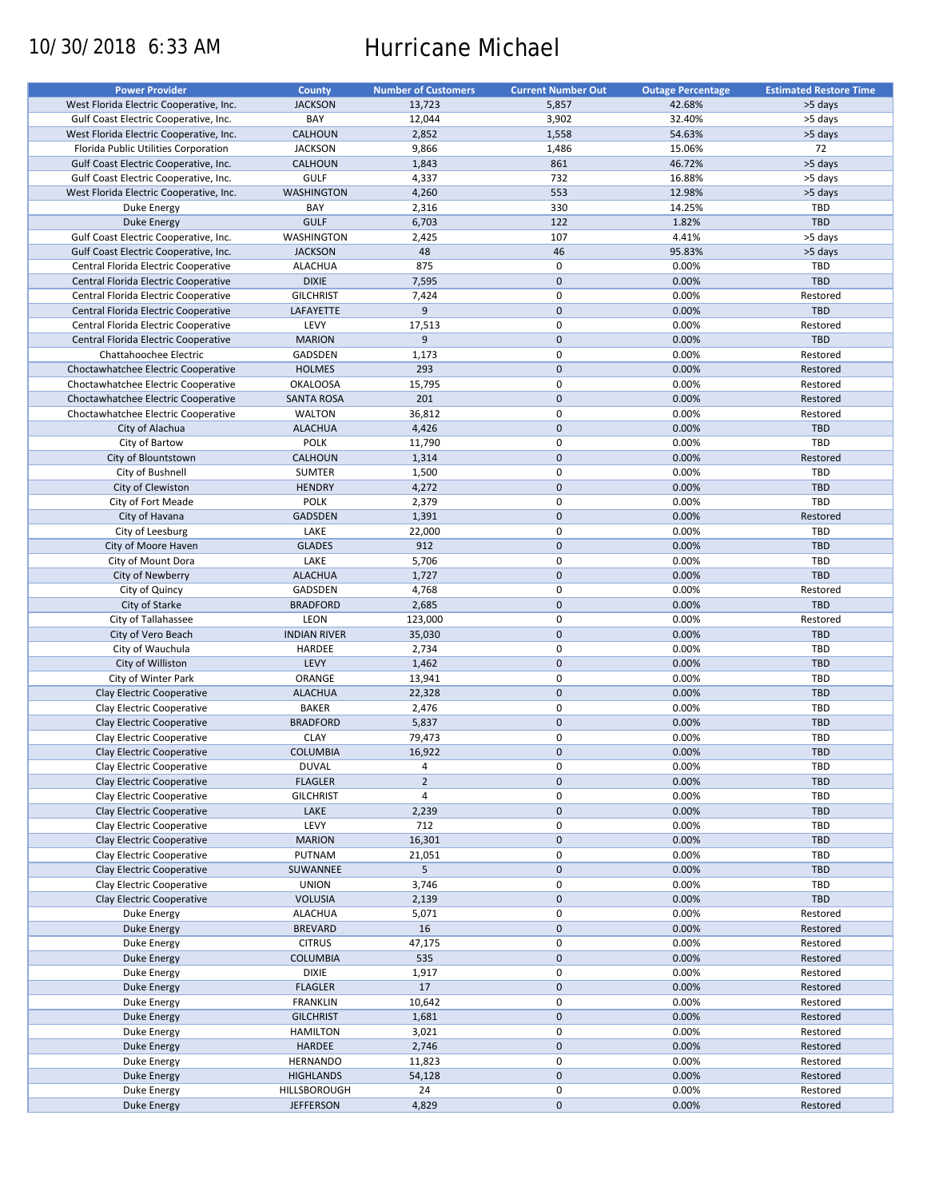10/30/2018 6:33 AM

# Hurricane Michael

| Power Provider | County | Number of Customers | Current Number Out | Outage Percentage | Estimated Restore Time |
|---|---|---|---|---|---|
| West Florida Electric Cooperative, Inc. | JACKSON | 13,723 | 5,857 | 42.68% | >5 days |
| Gulf Coast Electric Cooperative, Inc. | BAY | 12,044 | 3,902 | 32.40% | >5 days |
| West Florida Electric Cooperative, Inc. | CALHOUN | 2,852 | 1,558 | 54.63% | >5 days |
| Florida Public Utilities Corporation | JACKSON | 9,866 | 1,486 | 15.06% | 72 |
| Gulf Coast Electric Cooperative, Inc. | CALHOUN | 1,843 | 861 | 46.72% | >5 days |
| Gulf Coast Electric Cooperative, Inc. | GULF | 4,337 | 732 | 16.88% | >5 days |
| West Florida Electric Cooperative, Inc. | WASHINGTON | 4,260 | 553 | 12.98% | >5 days |
| Duke Energy | BAY | 2,316 | 330 | 14.25% | TBD |
| Duke Energy | GULF | 6,703 | 122 | 1.82% | TBD |
| Gulf Coast Electric Cooperative, Inc. | WASHINGTON | 2,425 | 107 | 4.41% | >5 days |
| Gulf Coast Electric Cooperative, Inc. | JACKSON | 48 | 46 | 95.83% | >5 days |
| Central Florida Electric Cooperative | ALACHUA | 875 | 0 | 0.00% | TBD |
| Central Florida Electric Cooperative | DIXIE | 7,595 | 0 | 0.00% | TBD |
| Central Florida Electric Cooperative | GILCHRIST | 7,424 | 0 | 0.00% | Restored |
| Central Florida Electric Cooperative | LAFAYETTE | 9 | 0 | 0.00% | TBD |
| Central Florida Electric Cooperative | LEVY | 17,513 | 0 | 0.00% | Restored |
| Central Florida Electric Cooperative | MARION | 9 | 0 | 0.00% | TBD |
| Chattahoochee Electric | GADSDEN | 1,173 | 0 | 0.00% | Restored |
| Choctawhatchee Electric Cooperative | HOLMES | 293 | 0 | 0.00% | Restored |
| Choctawhatchee Electric Cooperative | OKALOOSA | 15,795 | 0 | 0.00% | Restored |
| Choctawhatchee Electric Cooperative | SANTA ROSA | 201 | 0 | 0.00% | Restored |
| Choctawhatchee Electric Cooperative | WALTON | 36,812 | 0 | 0.00% | Restored |
| City of Alachua | ALACHUA | 4,426 | 0 | 0.00% | TBD |
| City of Bartow | POLK | 11,790 | 0 | 0.00% | TBD |
| City of Blountstown | CALHOUN | 1,314 | 0 | 0.00% | Restored |
| City of Bushnell | SUMTER | 1,500 | 0 | 0.00% | TBD |
| City of Clewiston | HENDRY | 4,272 | 0 | 0.00% | TBD |
| City of Fort Meade | POLK | 2,379 | 0 | 0.00% | TBD |
| City of Havana | GADSDEN | 1,391 | 0 | 0.00% | Restored |
| City of Leesburg | LAKE | 22,000 | 0 | 0.00% | TBD |
| City of Moore Haven | GLADES | 912 | 0 | 0.00% | TBD |
| City of Mount Dora | LAKE | 5,706 | 0 | 0.00% | TBD |
| City of Newberry | ALACHUA | 1,727 | 0 | 0.00% | TBD |
| City of Quincy | GADSDEN | 4,768 | 0 | 0.00% | Restored |
| City of Starke | BRADFORD | 2,685 | 0 | 0.00% | TBD |
| City of Tallahassee | LEON | 123,000 | 0 | 0.00% | Restored |
| City of Vero Beach | INDIAN RIVER | 35,030 | 0 | 0.00% | TBD |
| City of Wauchula | HARDEE | 2,734 | 0 | 0.00% | TBD |
| City of Williston | LEVY | 1,462 | 0 | 0.00% | TBD |
| City of Winter Park | ORANGE | 13,941 | 0 | 0.00% | TBD |
| Clay Electric Cooperative | ALACHUA | 22,328 | 0 | 0.00% | TBD |
| Clay Electric Cooperative | BAKER | 2,476 | 0 | 0.00% | TBD |
| Clay Electric Cooperative | BRADFORD | 5,837 | 0 | 0.00% | TBD |
| Clay Electric Cooperative | CLAY | 79,473 | 0 | 0.00% | TBD |
| Clay Electric Cooperative | COLUMBIA | 16,922 | 0 | 0.00% | TBD |
| Clay Electric Cooperative | DUVAL | 4 | 0 | 0.00% | TBD |
| Clay Electric Cooperative | FLAGLER | 2 | 0 | 0.00% | TBD |
| Clay Electric Cooperative | GILCHRIST | 4 | 0 | 0.00% | TBD |
| Clay Electric Cooperative | LAKE | 2,239 | 0 | 0.00% | TBD |
| Clay Electric Cooperative | LEVY | 712 | 0 | 0.00% | TBD |
| Clay Electric Cooperative | MARION | 16,301 | 0 | 0.00% | TBD |
| Clay Electric Cooperative | PUTNAM | 21,051 | 0 | 0.00% | TBD |
| Clay Electric Cooperative | SUWANNEE | 5 | 0 | 0.00% | TBD |
| Clay Electric Cooperative | UNION | 3,746 | 0 | 0.00% | TBD |
| Clay Electric Cooperative | VOLUSIA | 2,139 | 0 | 0.00% | TBD |
| Duke Energy | ALACHUA | 5,071 | 0 | 0.00% | Restored |
| Duke Energy | BREVARD | 16 | 0 | 0.00% | Restored |
| Duke Energy | CITRUS | 47,175 | 0 | 0.00% | Restored |
| Duke Energy | COLUMBIA | 535 | 0 | 0.00% | Restored |
| Duke Energy | DIXIE | 1,917 | 0 | 0.00% | Restored |
| Duke Energy | FLAGLER | 17 | 0 | 0.00% | Restored |
| Duke Energy | FRANKLIN | 10,642 | 0 | 0.00% | Restored |
| Duke Energy | GILCHRIST | 1,681 | 0 | 0.00% | Restored |
| Duke Energy | HAMILTON | 3,021 | 0 | 0.00% | Restored |
| Duke Energy | HARDEE | 2,746 | 0 | 0.00% | Restored |
| Duke Energy | HERNANDO | 11,823 | 0 | 0.00% | Restored |
| Duke Energy | HIGHLANDS | 54,128 | 0 | 0.00% | Restored |
| Duke Energy | HILLSBOROUGH | 24 | 0 | 0.00% | Restored |
| Duke Energy | JEFFERSON | 4,829 | 0 | 0.00% | Restored |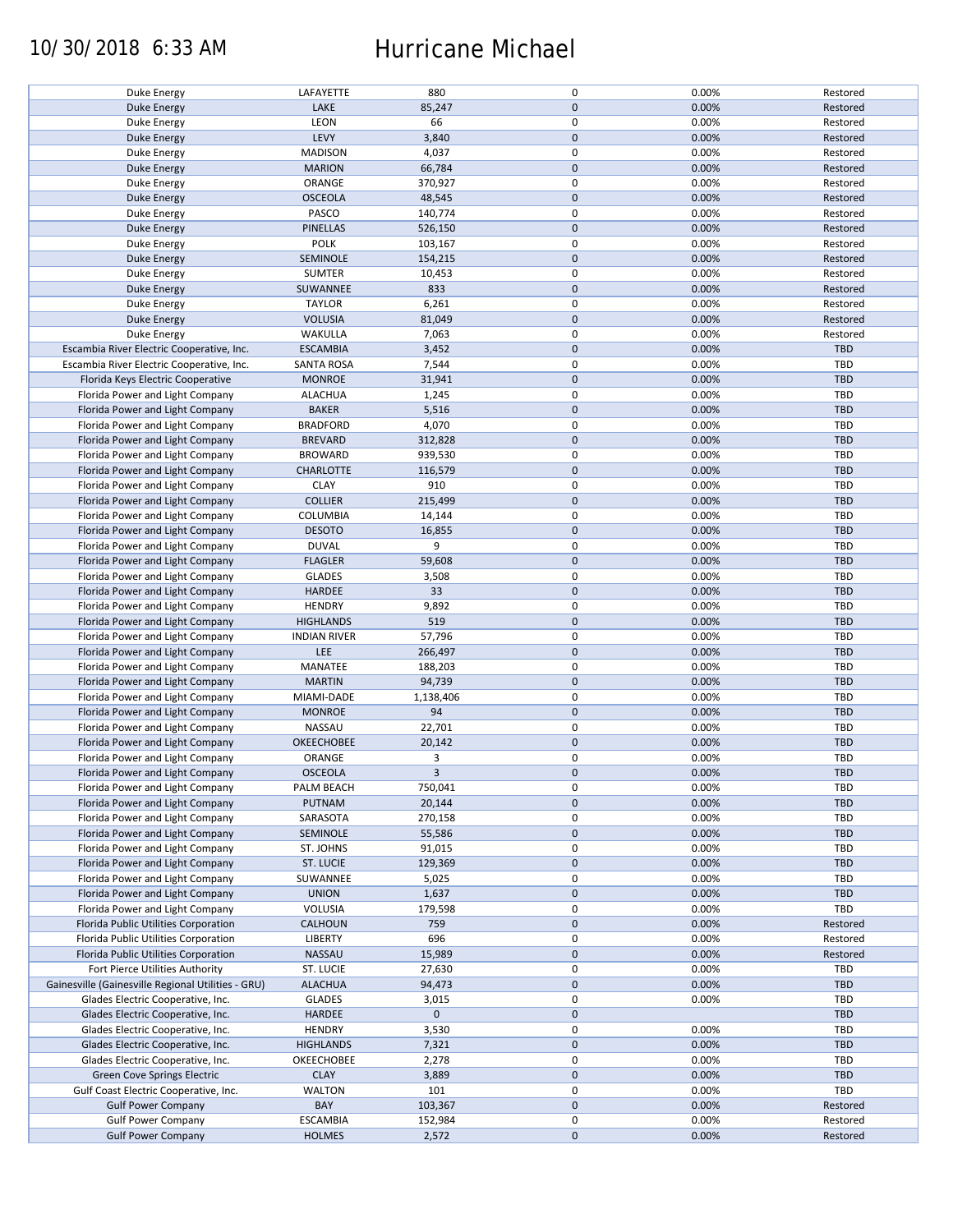| | | | | | |
|---|---|---|---|---|---|
| Duke Energy | LAFAYETTE | 880 | 0 | 0.00% | Restored |
| Duke Energy | LAKE | 85,247 | 0 | 0.00% | Restored |
| Duke Energy | LEON | 66 | 0 | 0.00% | Restored |
| Duke Energy | LEVY | 3,840 | 0 | 0.00% | Restored |
| Duke Energy | MADISON | 4,037 | 0 | 0.00% | Restored |
| Duke Energy | MARION | 66,784 | 0 | 0.00% | Restored |
| Duke Energy | ORANGE | 370,927 | 0 | 0.00% | Restored |
| Duke Energy | OSCEOLA | 48,545 | 0 | 0.00% | Restored |
| Duke Energy | PASCO | 140,774 | 0 | 0.00% | Restored |
| Duke Energy | PINELLAS | 526,150 | 0 | 0.00% | Restored |
| Duke Energy | POLK | 103,167 | 0 | 0.00% | Restored |
| Duke Energy | SEMINOLE | 154,215 | 0 | 0.00% | Restored |
| Duke Energy | SUMTER | 10,453 | 0 | 0.00% | Restored |
| Duke Energy | SUWANNEE | 833 | 0 | 0.00% | Restored |
| Duke Energy | TAYLOR | 6,261 | 0 | 0.00% | Restored |
| Duke Energy | VOLUSIA | 81,049 | 0 | 0.00% | Restored |
| Duke Energy | WAKULLA | 7,063 | 0 | 0.00% | Restored |
| Escambia River Electric Cooperative, Inc. | ESCAMBIA | 3,452 | 0 | 0.00% | TBD |
| Escambia River Electric Cooperative, Inc. | SANTA ROSA | 7,544 | 0 | 0.00% | TBD |
| Florida Keys Electric Cooperative | MONROE | 31,941 | 0 | 0.00% | TBD |
| Florida Power and Light Company | ALACHUA | 1,245 | 0 | 0.00% | TBD |
| Florida Power and Light Company | BAKER | 5,516 | 0 | 0.00% | TBD |
| Florida Power and Light Company | BRADFORD | 4,070 | 0 | 0.00% | TBD |
| Florida Power and Light Company | BREVARD | 312,828 | 0 | 0.00% | TBD |
| Florida Power and Light Company | BROWARD | 939,530 | 0 | 0.00% | TBD |
| Florida Power and Light Company | CHARLOTTE | 116,579 | 0 | 0.00% | TBD |
| Florida Power and Light Company | CLAY | 910 | 0 | 0.00% | TBD |
| Florida Power and Light Company | COLLIER | 215,499 | 0 | 0.00% | TBD |
| Florida Power and Light Company | COLUMBIA | 14,144 | 0 | 0.00% | TBD |
| Florida Power and Light Company | DESOTO | 16,855 | 0 | 0.00% | TBD |
| Florida Power and Light Company | DUVAL | 9 | 0 | 0.00% | TBD |
| Florida Power and Light Company | FLAGLER | 59,608 | 0 | 0.00% | TBD |
| Florida Power and Light Company | GLADES | 3,508 | 0 | 0.00% | TBD |
| Florida Power and Light Company | HARDEE | 33 | 0 | 0.00% | TBD |
| Florida Power and Light Company | HENDRY | 9,892 | 0 | 0.00% | TBD |
| Florida Power and Light Company | HIGHLANDS | 519 | 0 | 0.00% | TBD |
| Florida Power and Light Company | INDIAN RIVER | 57,796 | 0 | 0.00% | TBD |
| Florida Power and Light Company | LEE | 266,497 | 0 | 0.00% | TBD |
| Florida Power and Light Company | MANATEE | 188,203 | 0 | 0.00% | TBD |
| Florida Power and Light Company | MARTIN | 94,739 | 0 | 0.00% | TBD |
| Florida Power and Light Company | MIAMI-DADE | 1,138,406 | 0 | 0.00% | TBD |
| Florida Power and Light Company | MONROE | 94 | 0 | 0.00% | TBD |
| Florida Power and Light Company | NASSAU | 22,701 | 0 | 0.00% | TBD |
| Florida Power and Light Company | OKEECHOBEE | 20,142 | 0 | 0.00% | TBD |
| Florida Power and Light Company | ORANGE | 3 | 0 | 0.00% | TBD |
| Florida Power and Light Company | OSCEOLA | 3 | 0 | 0.00% | TBD |
| Florida Power and Light Company | PALM BEACH | 750,041 | 0 | 0.00% | TBD |
| Florida Power and Light Company | PUTNAM | 20,144 | 0 | 0.00% | TBD |
| Florida Power and Light Company | SARASOTA | 270,158 | 0 | 0.00% | TBD |
| Florida Power and Light Company | SEMINOLE | 55,586 | 0 | 0.00% | TBD |
| Florida Power and Light Company | ST. JOHNS | 91,015 | 0 | 0.00% | TBD |
| Florida Power and Light Company | ST. LUCIE | 129,369 | 0 | 0.00% | TBD |
| Florida Power and Light Company | SUWANNEE | 5,025 | 0 | 0.00% | TBD |
| Florida Power and Light Company | UNION | 1,637 | 0 | 0.00% | TBD |
| Florida Power and Light Company | VOLUSIA | 179,598 | 0 | 0.00% | TBD |
| Florida Public Utilities Corporation | CALHOUN | 759 | 0 | 0.00% | Restored |
| Florida Public Utilities Corporation | LIBERTY | 696 | 0 | 0.00% | Restored |
| Florida Public Utilities Corporation | NASSAU | 15,989 | 0 | 0.00% | Restored |
| Fort Pierce Utilities Authority | ST. LUCIE | 27,630 | 0 | 0.00% | TBD |
| Gainesville (Gainesville Regional Utilities - GRU) | ALACHUA | 94,473 | 0 | 0.00% | TBD |
| Glades Electric Cooperative, Inc. | GLADES | 3,015 | 0 | 0.00% | TBD |
| Glades Electric Cooperative, Inc. | HARDEE | 0 | 0 | | TBD |
| Glades Electric Cooperative, Inc. | HENDRY | 3,530 | 0 | 0.00% | TBD |
| Glades Electric Cooperative, Inc. | HIGHLANDS | 7,321 | 0 | 0.00% | TBD |
| Glades Electric Cooperative, Inc. | OKEECHOBEE | 2,278 | 0 | 0.00% | TBD |
| Green Cove Springs Electric | CLAY | 3,889 | 0 | 0.00% | TBD |
| Gulf Coast Electric Cooperative, Inc. | WALTON | 101 | 0 | 0.00% | TBD |
| Gulf Power Company | BAY | 103,367 | 0 | 0.00% | Restored |
| Gulf Power Company | ESCAMBIA | 152,984 | 0 | 0.00% | Restored |
| Gulf Power Company | HOLMES | 2,572 | 0 | 0.00% | Restored |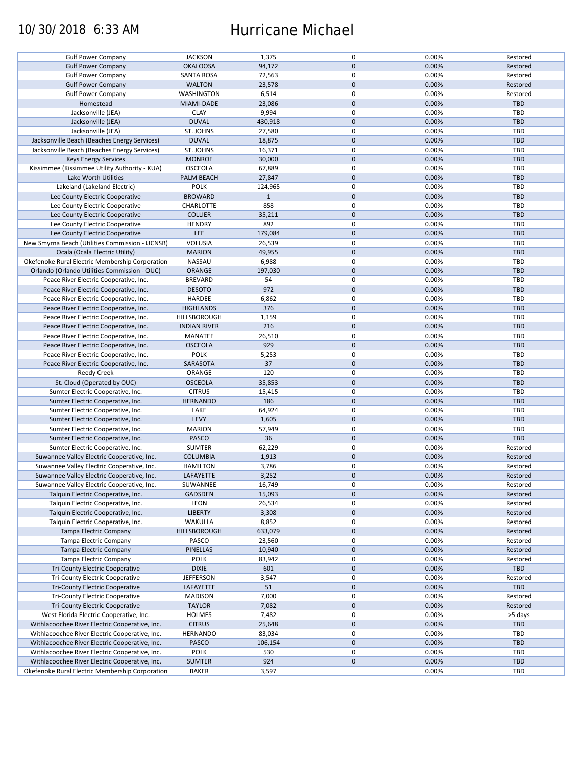10/30/2018 6:33 AM Hurricane Michael

| | | | | | |
|---|---|---|---|---|---|
| Gulf Power Company | JACKSON | 1,375 | 0 | 0.00% | Restored |
| Gulf Power Company | OKALOOSA | 94,172 | 0 | 0.00% | Restored |
| Gulf Power Company | SANTA ROSA | 72,563 | 0 | 0.00% | Restored |
| Gulf Power Company | WALTON | 23,578 | 0 | 0.00% | Restored |
| Gulf Power Company | WASHINGTON | 6,514 | 0 | 0.00% | Restored |
| Homestead | MIAMI-DADE | 23,086 | 0 | 0.00% | TBD |
| Jacksonville (JEA) | CLAY | 9,994 | 0 | 0.00% | TBD |
| Jacksonville (JEA) | DUVAL | 430,918 | 0 | 0.00% | TBD |
| Jacksonville (JEA) | ST. JOHNS | 27,580 | 0 | 0.00% | TBD |
| Jacksonville Beach (Beaches Energy Services) | DUVAL | 18,875 | 0 | 0.00% | TBD |
| Jacksonville Beach (Beaches Energy Services) | ST. JOHNS | 16,371 | 0 | 0.00% | TBD |
| Keys Energy Services | MONROE | 30,000 | 0 | 0.00% | TBD |
| Kissimmee (Kissimmee Utility Authority - KUA) | OSCEOLA | 67,889 | 0 | 0.00% | TBD |
| Lake Worth Utilities | PALM BEACH | 27,847 | 0 | 0.00% | TBD |
| Lakeland (Lakeland Electric) | POLK | 124,965 | 0 | 0.00% | TBD |
| Lee County Electric Cooperative | BROWARD | 1 | 0 | 0.00% | TBD |
| Lee County Electric Cooperative | CHARLOTTE | 858 | 0 | 0.00% | TBD |
| Lee County Electric Cooperative | COLLIER | 35,211 | 0 | 0.00% | TBD |
| Lee County Electric Cooperative | HENDRY | 892 | 0 | 0.00% | TBD |
| Lee County Electric Cooperative | LEE | 179,084 | 0 | 0.00% | TBD |
| New Smyrna Beach (Utilities Commission - UCNSB) | VOLUSIA | 26,539 | 0 | 0.00% | TBD |
| Ocala (Ocala Electric Utility) | MARION | 49,955 | 0 | 0.00% | TBD |
| Okefenoke Rural Electric Membership Corporation | NASSAU | 6,988 | 0 | 0.00% | TBD |
| Orlando (Orlando Utilities Commission - OUC) | ORANGE | 197,030 | 0 | 0.00% | TBD |
| Peace River Electric Cooperative, Inc. | BREVARD | 54 | 0 | 0.00% | TBD |
| Peace River Electric Cooperative, Inc. | DESOTO | 972 | 0 | 0.00% | TBD |
| Peace River Electric Cooperative, Inc. | HARDEE | 6,862 | 0 | 0.00% | TBD |
| Peace River Electric Cooperative, Inc. | HIGHLANDS | 376 | 0 | 0.00% | TBD |
| Peace River Electric Cooperative, Inc. | HILLSBOROUGH | 1,159 | 0 | 0.00% | TBD |
| Peace River Electric Cooperative, Inc. | INDIAN RIVER | 216 | 0 | 0.00% | TBD |
| Peace River Electric Cooperative, Inc. | MANATEE | 26,510 | 0 | 0.00% | TBD |
| Peace River Electric Cooperative, Inc. | OSCEOLA | 929 | 0 | 0.00% | TBD |
| Peace River Electric Cooperative, Inc. | POLK | 5,253 | 0 | 0.00% | TBD |
| Peace River Electric Cooperative, Inc. | SARASOTA | 37 | 0 | 0.00% | TBD |
| Reedy Creek | ORANGE | 120 | 0 | 0.00% | TBD |
| St. Cloud (Operated by OUC) | OSCEOLA | 35,853 | 0 | 0.00% | TBD |
| Sumter Electric Cooperative, Inc. | CITRUS | 15,415 | 0 | 0.00% | TBD |
| Sumter Electric Cooperative, Inc. | HERNANDO | 186 | 0 | 0.00% | TBD |
| Sumter Electric Cooperative, Inc. | LAKE | 64,924 | 0 | 0.00% | TBD |
| Sumter Electric Cooperative, Inc. | LEVY | 1,605 | 0 | 0.00% | TBD |
| Sumter Electric Cooperative, Inc. | MARION | 57,949 | 0 | 0.00% | TBD |
| Sumter Electric Cooperative, Inc. | PASCO | 36 | 0 | 0.00% | TBD |
| Sumter Electric Cooperative, Inc. | SUMTER | 62,229 | 0 | 0.00% | Restored |
| Suwannee Valley Electric Cooperative, Inc. | COLUMBIA | 1,913 | 0 | 0.00% | Restored |
| Suwannee Valley Electric Cooperative, Inc. | HAMILTON | 3,786 | 0 | 0.00% | Restored |
| Suwannee Valley Electric Cooperative, Inc. | LAFAYETTE | 3,252 | 0 | 0.00% | Restored |
| Suwannee Valley Electric Cooperative, Inc. | SUWANNEE | 16,749 | 0 | 0.00% | Restored |
| Talquin Electric Cooperative, Inc. | GADSDEN | 15,093 | 0 | 0.00% | Restored |
| Talquin Electric Cooperative, Inc. | LEON | 26,534 | 0 | 0.00% | Restored |
| Talquin Electric Cooperative, Inc. | LIBERTY | 3,308 | 0 | 0.00% | Restored |
| Talquin Electric Cooperative, Inc. | WAKULLA | 8,852 | 0 | 0.00% | Restored |
| Tampa Electric Company | HILLSBOROUGH | 633,079 | 0 | 0.00% | Restored |
| Tampa Electric Company | PASCO | 23,560 | 0 | 0.00% | Restored |
| Tampa Electric Company | PINELLAS | 10,940 | 0 | 0.00% | Restored |
| Tampa Electric Company | POLK | 83,942 | 0 | 0.00% | Restored |
| Tri-County Electric Cooperative | DIXIE | 601 | 0 | 0.00% | TBD |
| Tri-County Electric Cooperative | JEFFERSON | 3,547 | 0 | 0.00% | Restored |
| Tri-County Electric Cooperative | LAFAYETTE | 51 | 0 | 0.00% | TBD |
| Tri-County Electric Cooperative | MADISON | 7,000 | 0 | 0.00% | Restored |
| Tri-County Electric Cooperative | TAYLOR | 7,082 | 0 | 0.00% | Restored |
| West Florida Electric Cooperative, Inc. | HOLMES | 7,482 | 0 | 0.00% | >5 days |
| Withlacoochee River Electric Cooperative, Inc. | CITRUS | 25,648 | 0 | 0.00% | TBD |
| Withlacoochee River Electric Cooperative, Inc. | HERNANDO | 83,034 | 0 | 0.00% | TBD |
| Withlacoochee River Electric Cooperative, Inc. | PASCO | 106,154 | 0 | 0.00% | TBD |
| Withlacoochee River Electric Cooperative, Inc. | POLK | 530 | 0 | 0.00% | TBD |
| Withlacoochee River Electric Cooperative, Inc. | SUMTER | 924 | 0 | 0.00% | TBD |
| Okefenoke Rural Electric Membership Corporation | BAKER | 3,597 | | 0.00% | TBD |